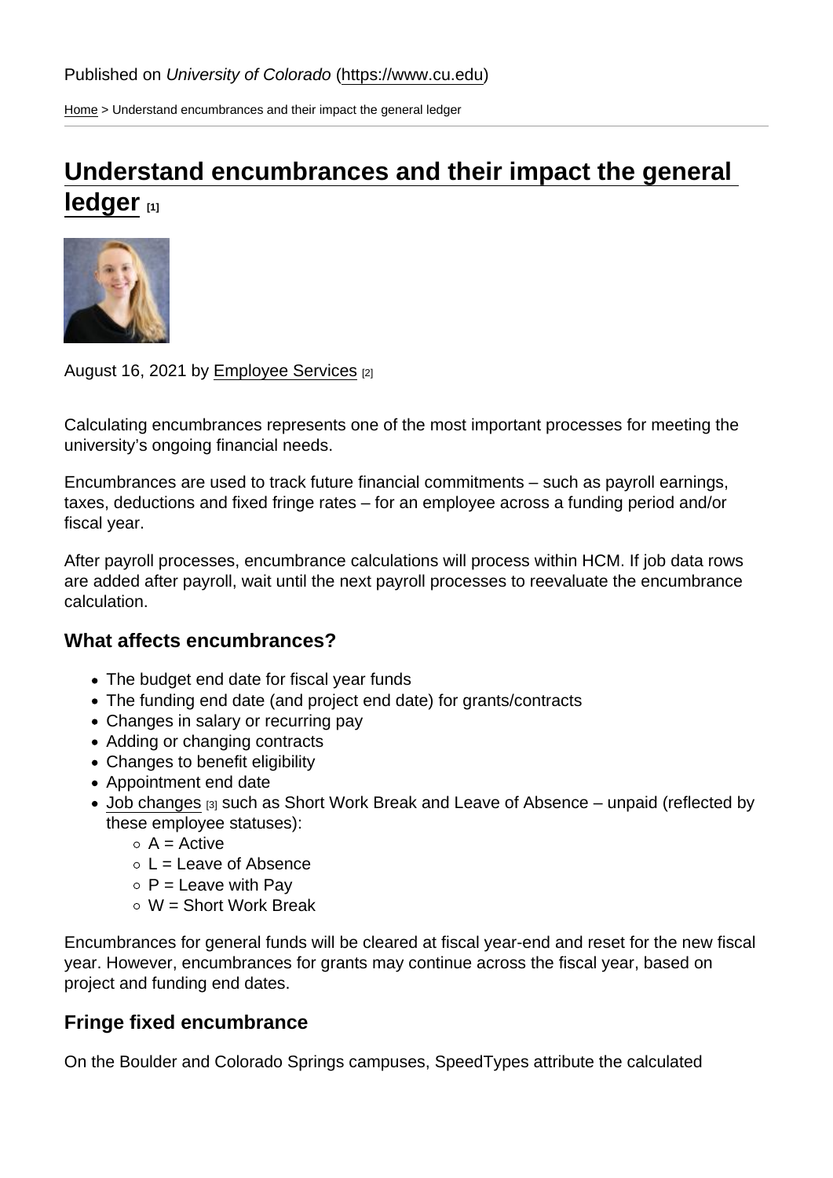Published on *University of Colorado* (https://www.cu.edu)

Home > Understand encumbrances and their impact the general ledger

# Understand encumbrances and their impact the general ledger [1]

August 16, 2021 by Employee Services [2]

Calculating encumbrances represents one of the most important processes for meeting the university's ongoing financial needs.

Encumbrances are used to track future financial commitments – such as payroll earnings, taxes, deductions and fixed fringe rates – for an employee across a funding period and/or fiscal year.

After payroll processes, encumbrance calculations will process within HCM. If job data rows are added after payroll, wait until the next payroll processes to reevaluate the encumbrance calculation.

## What affects encumbrances?

- The budget end date for fiscal year funds
- The funding end date (and project end date) for grants/contracts
- Changes in salary or recurring pay
- Adding or changing contracts
- Changes to benefit eligibility
- Appointment end date
- Job changes [3] such as Short Work Break and Leave of Absence – unpaid (reflected by these employee statuses):
  - A = Active
  - L = Leave of Absence
  - P = Leave with Pay
  - W = Short Work Break

Encumbrances for general funds will be cleared at fiscal year-end and reset for the new fiscal year. However, encumbrances for grants may continue across the fiscal year, based on project and funding end dates.

## Fringe fixed encumbrance

On the Boulder and Colorado Springs campuses, SpeedTypes attribute the calculated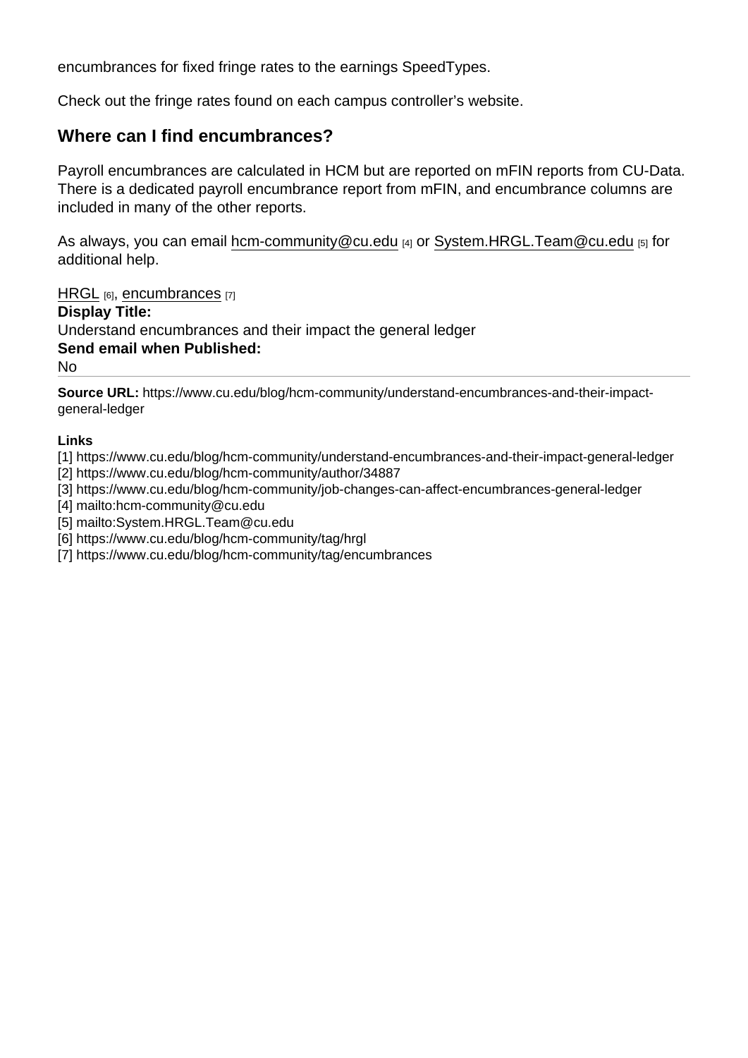encumbrances for fixed fringe rates to the earnings SpeedTypes.

Check out the fringe rates found on each campus controller's website.

## Where can I find encumbrances?

Payroll encumbrances are calculated in HCM but are reported on mFIN reports from CU-Data. There is a dedicated payroll encumbrance report from mFIN, and encumbrance columns are included in many of the other reports.

As always, you can email hcm-community@cu.edu [4] or System.HRGL.Team@cu.edu [5] for additional help.

HRGL [6], encumbrances [7]

**Display Title:**
Understand encumbrances and their impact the general ledger

**Send email when Published:**
No

---

**Source URL:** https://www.cu.edu/blog/hcm-community/understand-encumbrances-and-their-impact-general-ledger

**Links**
[1] https://www.cu.edu/blog/hcm-community/understand-encumbrances-and-their-impact-general-ledger
[2] https://www.cu.edu/blog/hcm-community/author/34887
[3] https://www.cu.edu/blog/hcm-community/job-changes-can-affect-encumbrances-general-ledger
[4] mailto:hcm-community@cu.edu
[5] mailto:System.HRGL.Team@cu.edu
[6] https://www.cu.edu/blog/hcm-community/tag/hrgl
[7] https://www.cu.edu/blog/hcm-community/tag/encumbrances